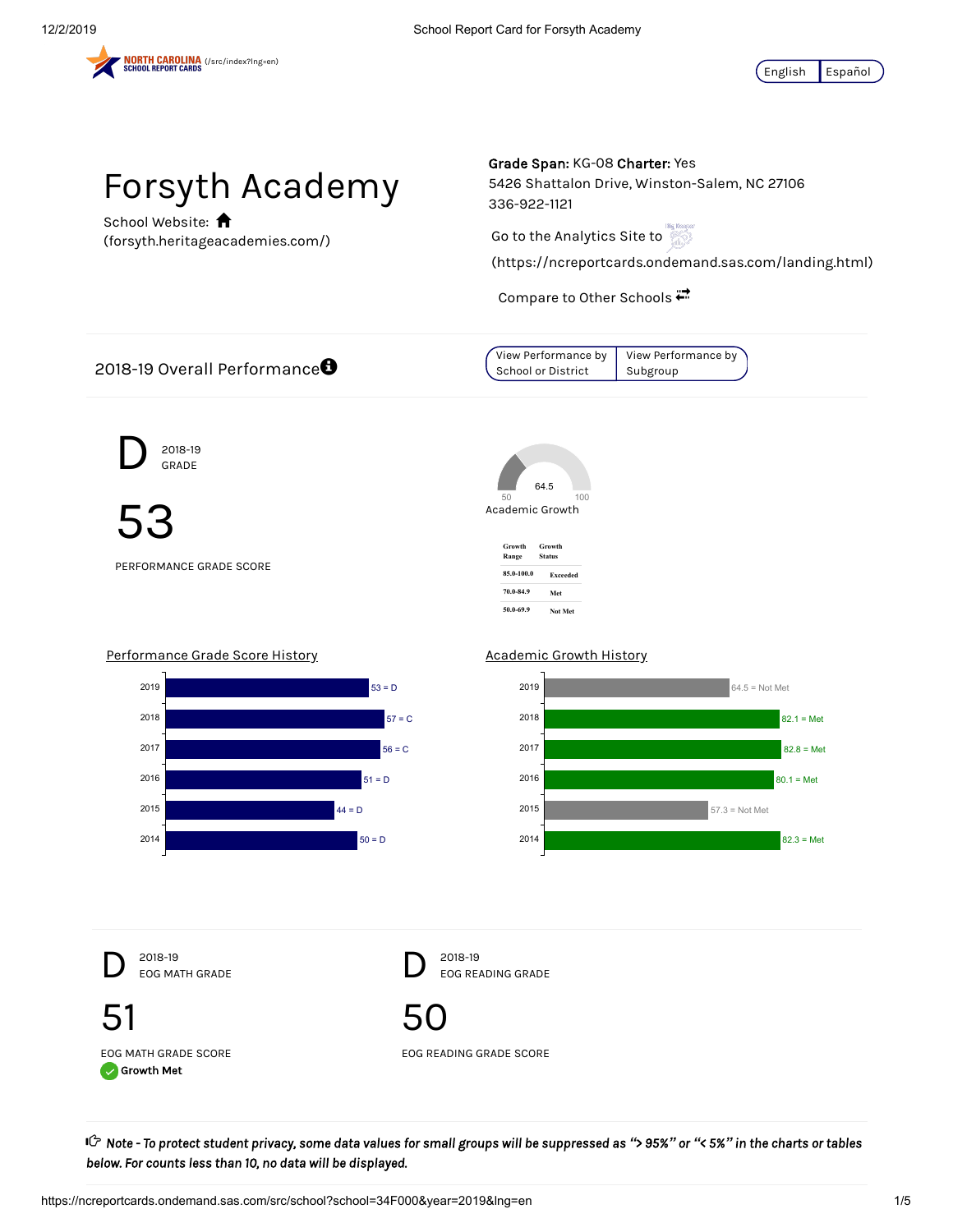NORTH CAROLINA SCHOOL REPORT CARDS (/src/index?lng=en)

English | Español

# Forsyth Academy

School Website: (forsyth.heritageacademies.com/)

**Grade Span:** KG-08 **Charter:** Yes
5426 Shattalon Drive, Winston-Salem, NC 27106
336-922-1121

Go to the Analytics Site to (https://ncreportcards.ondemand.sas.com/landing.html)

Compare to Other Schools

## 2018-19 Overall Performance

View Performance by School or District | View Performance by Subgroup

**D** 2018-19 GRADE

**53**

PERFORMANCE GRADE SCORE

64.5
50 100
Academic Growth

| Growth Range | Growth Status |
|---|---|
| 85.0-100.0 | Exceeded |
| 70.0-84.9 | Met |
| 50.0-69.9 | Not Met |

### Performance Grade Score History

| Year | Score |
|---|---|
| 2019 | 53 = D |
| 2018 | 57 = C |
| 2017 | 56 = C |
| 2016 | 51 = D |
| 2015 | 44 = D |
| 2014 | 50 = D |

### Academic Growth History

| Year | Growth |
|---|---|
| 2019 | 64.5 = Not Met |
| 2018 | 82.1 = Met |
| 2017 | 82.8 = Met |
| 2016 | 80.1 = Met |
| 2015 | 57.3 = Not Met |
| 2014 | 82.3 = Met |

**D** 2018-19 EOG MATH GRADE

**51**

EOG MATH GRADE SCORE

Growth Met

**D** 2018-19 EOG READING GRADE

**50**

EOG READING GRADE SCORE

*Note - To protect student privacy, some data values for small groups will be suppressed as "> 95%" or "< 5%" in the charts or tables below. For counts less than 10, no data will be displayed.*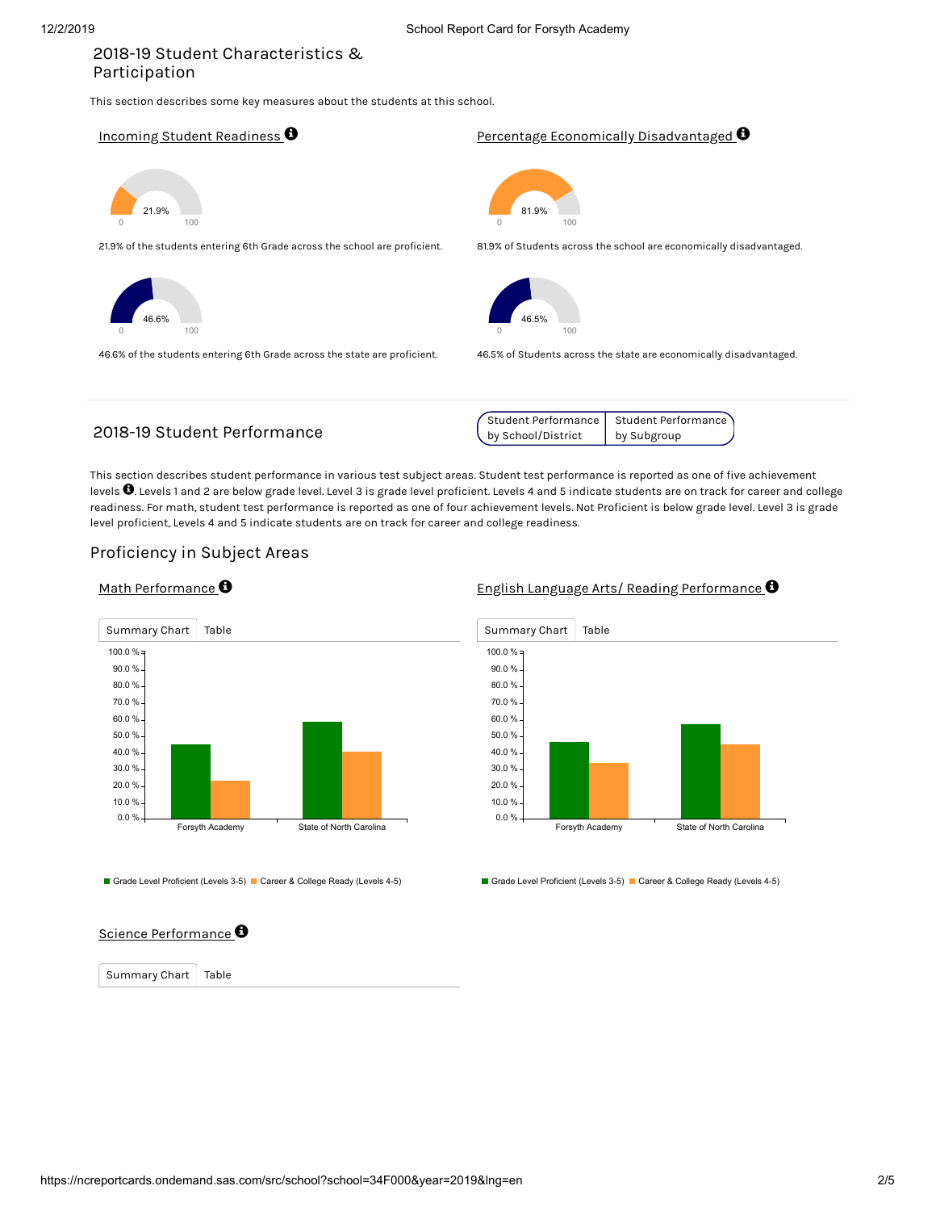## 2018-19 Student Characteristics & Participation

This section describes some key measures about the students at this school.

### Incoming Student Readiness

21.9%

21.9% of the students entering 6th Grade across the school are proficient.

46.6%

46.6% of the students entering 6th Grade across the state are proficient.

### Percentage Economically Disadvantaged

81.9%

81.9% of Students across the school are economically disadvantaged.

46.5%

46.5% of Students across the state are economically disadvantaged.

## 2018-19 Student Performance

Student Performance by School/District | Student Performance by Subgroup

This section describes student performance in various test subject areas. Student test performance is reported as one of five achievement levels. Levels 1 and 2 are below grade level. Level 3 is grade level proficient. Levels 4 and 5 indicate students are on track for career and college readiness. For math, student test performance is reported as one of four achievement levels. Not Proficient is below grade level. Level 3 is grade level proficient, Levels 4 and 5 indicate students are on track for career and college readiness.

### Proficiency in Subject Areas

#### Math Performance

Summary Chart | Table

Forsyth Academy | State of North Carolina

Grade Level Proficient (Levels 3-5) | Career & College Ready (Levels 4-5)

#### English Language Arts/ Reading Performance

Summary Chart | Table

Forsyth Academy | State of North Carolina

Grade Level Proficient (Levels 3-5) | Career & College Ready (Levels 4-5)

#### Science Performance

Summary Chart | Table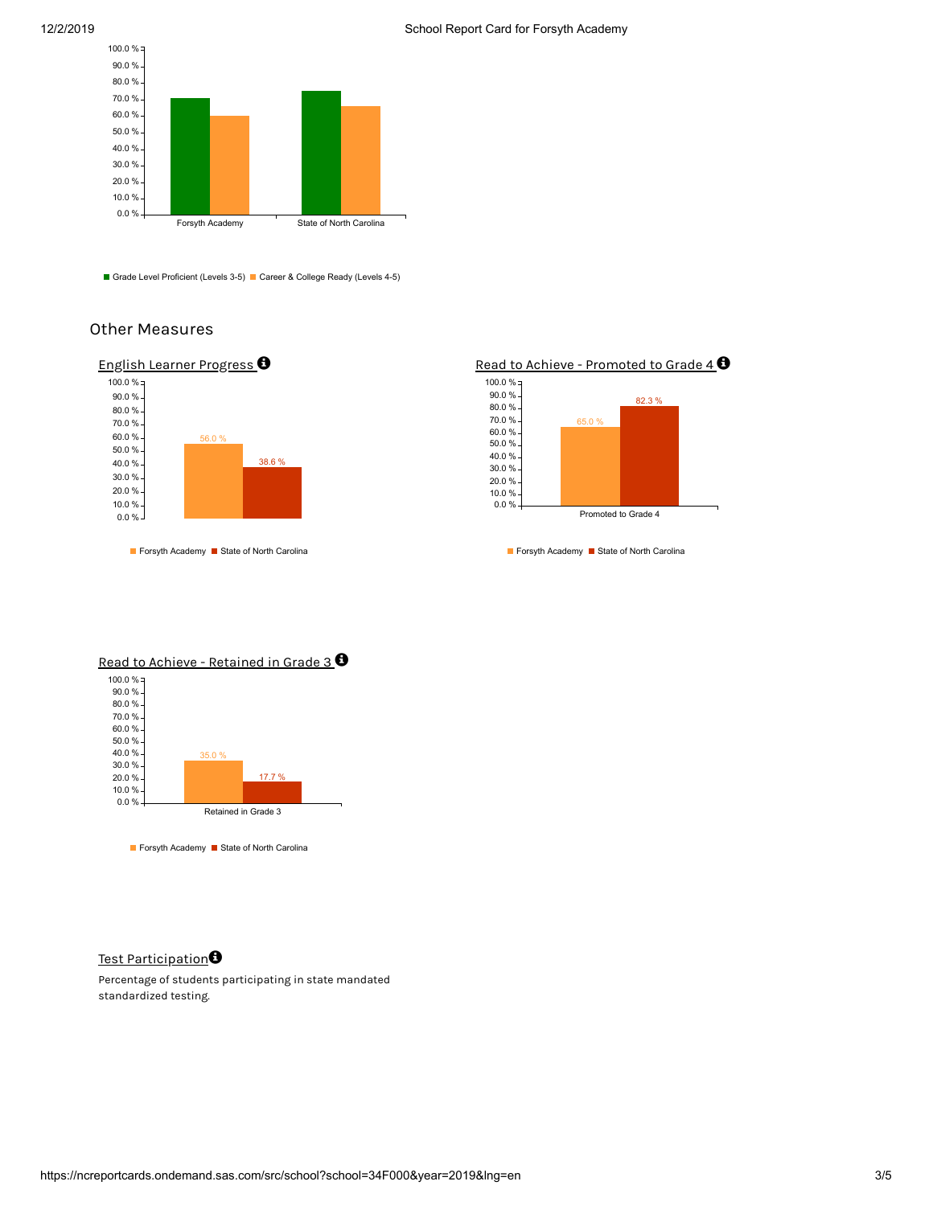Grade Level Proficient (Levels 3-5) | Career & College Ready (Levels 4-5)

| | Grade Level Proficient (Levels 3-5) | Career & College Ready (Levels 4-5) |
|---|---|---|
| Forsyth Academy | | |
| State of North Carolina | | |

## Other Measures

### English Learner Progress

| | Forsyth Academy | State of North Carolina |
|---|---|---|
| English Learner Progress | 56.0 % | 38.6 % |

### Read to Achieve - Promoted to Grade 4

| | Forsyth Academy | State of North Carolina |
|---|---|---|
| Promoted to Grade 4 | 65.0 % | 82.3 % |

### Read to Achieve - Retained in Grade 3

| | Forsyth Academy | State of North Carolina |
|---|---|---|
| Retained in Grade 3 | 35.0 % | 17.7 % |

### Test Participation

Percentage of students participating in state mandated standardized testing.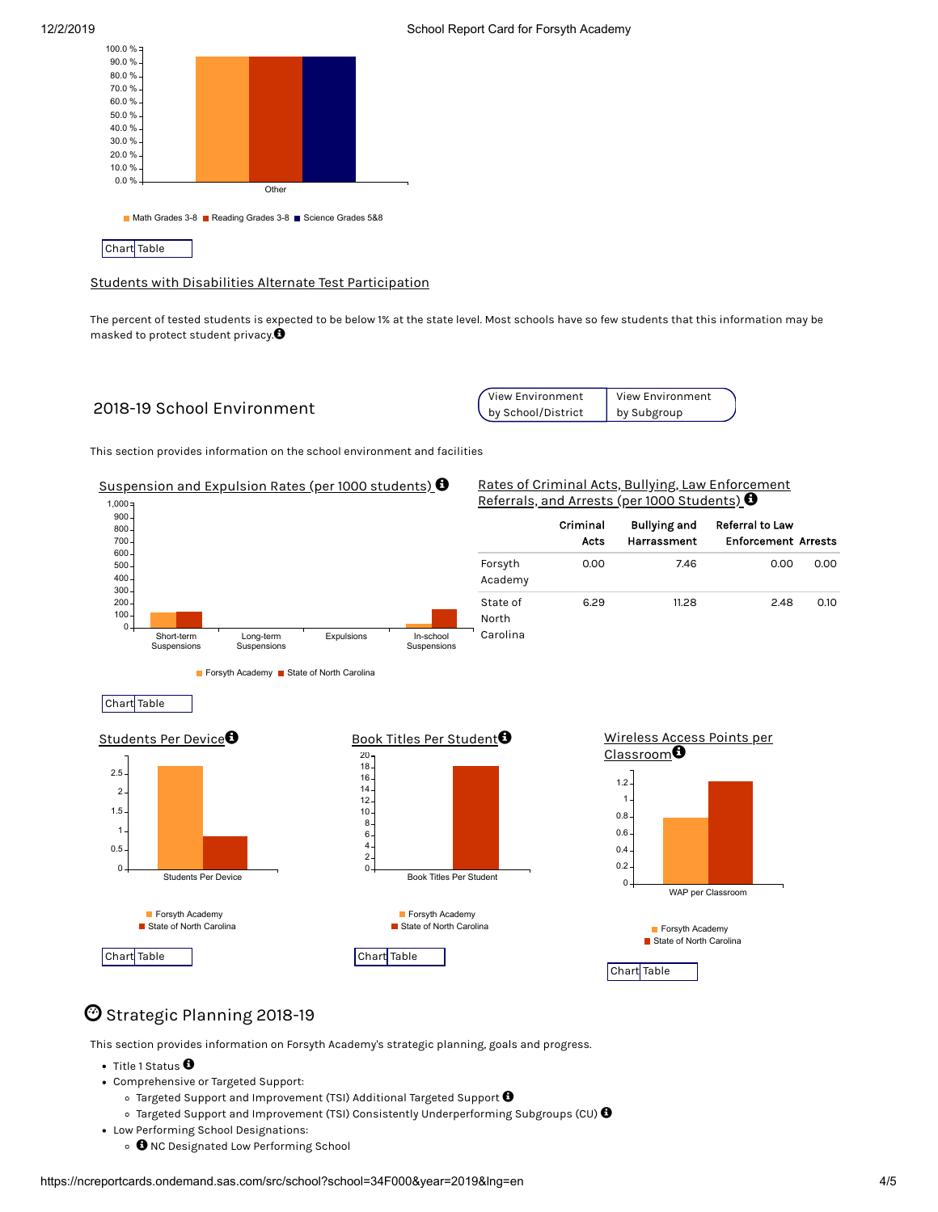Math Grades 3-8 | Reading Grades 3-8 | Science Grades 5&8

Chart | Table

Students with Disabilities Alternate Test Participation

The percent of tested students is expected to be below 1% at the state level. Most schools have so few students that this information may be masked to protect student privacy.

## 2018-19 School Environment

View Environment by School/District | View Environment by Subgroup

This section provides information on the school environment and facilities

### Suspension and Expulsion Rates (per 1000 students)

Forsyth Academy | State of North Carolina

Chart | Table

### Rates of Criminal Acts, Bullying, Law Enforcement Referrals, and Arrests (per 1000 Students)

| | Criminal Acts | Bullying and Harrassment | Referral to Law Enforcement | Arrests |
|---|---|---|---|---|
| Forsyth Academy | 0.00 | 7.46 | 0.00 | 0.00 |
| State of North Carolina | 6.29 | 11.28 | 2.48 | 0.10 |

### Students Per Device

Forsyth Academy | State of North Carolina

Chart | Table

### Book Titles Per Student

Forsyth Academy | State of North Carolina

Chart | Table

### Wireless Access Points per Classroom

Forsyth Academy | State of North Carolina

Chart | Table

## Strategic Planning 2018-19

This section provides information on Forsyth Academy's strategic planning, goals and progress.

- Title 1 Status
- Comprehensive or Targeted Support:
  - Targeted Support and Improvement (TSI) Additional Targeted Support
  - Targeted Support and Improvement (TSI) Consistently Underperforming Subgroups (CU)
- Low Performing School Designations:
  - NC Designated Low Performing School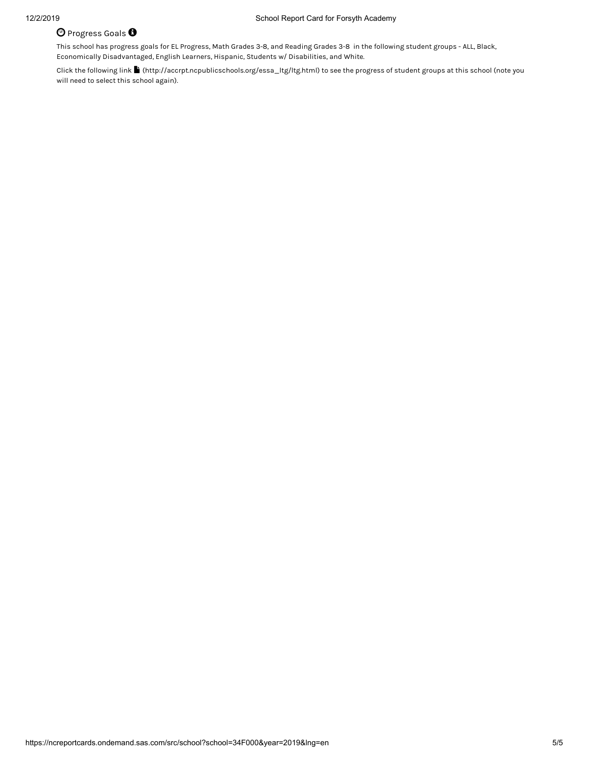## Progress Goals

This school has progress goals for EL Progress, Math Grades 3-8, and Reading Grades 3-8 in the following student groups - ALL, Black, Economically Disadvantaged, English Learners, Hispanic, Students w/ Disabilities, and White.

Click the following link (http://accrpt.ncpublicschools.org/essa_ltg/ltg.html) to see the progress of student groups at this school (note you will need to select this school again).